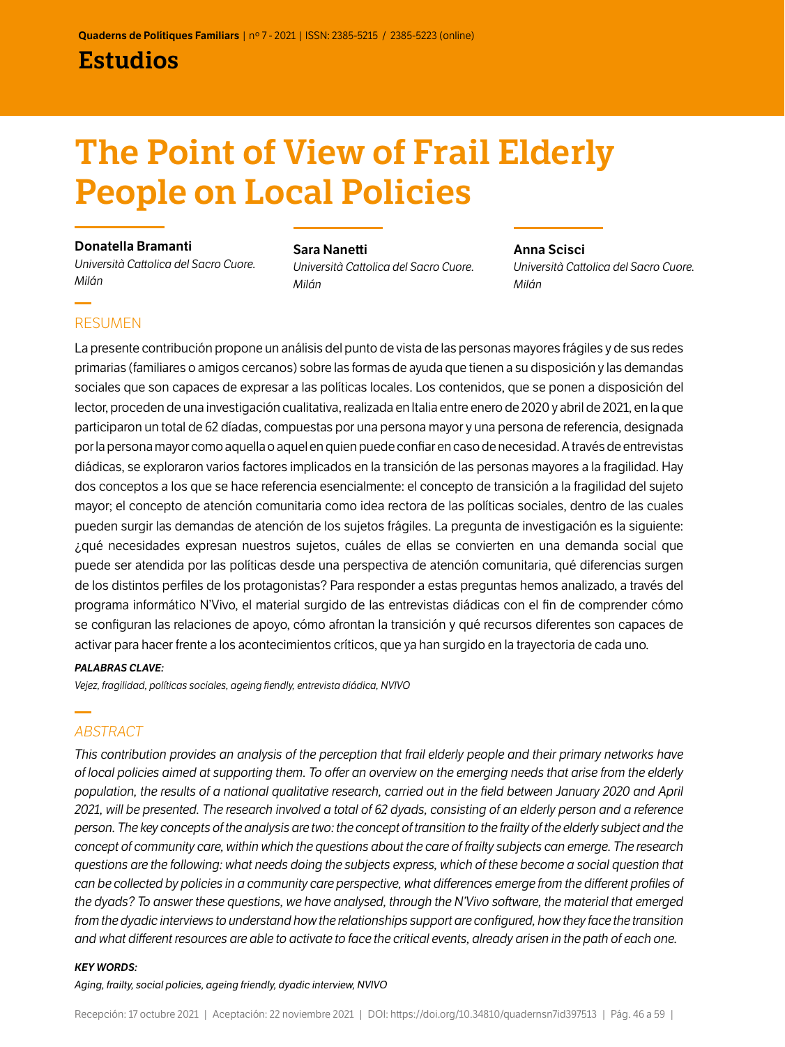## Estudios

# The Point of View of Frail Elderly People on Local Policies

**Donatella Bramanti**
*Università Cattolica del Sacro Cuore. Milán*

**Sara Nanetti**
*Università Cattolica del Sacro Cuore. Milán*

**Anna Scisci**
*Università Cattolica del Sacro Cuore. Milán*

## RESUMEN

La presente contribución propone un análisis del punto de vista de las personas mayores frágiles y de sus redes primarias (familiares o amigos cercanos) sobre las formas de ayuda que tienen a su disposición y las demandas sociales que son capaces de expresar a las políticas locales. Los contenidos, que se ponen a disposición del lector, proceden de una investigación cualitativa, realizada en Italia entre enero de 2020 y abril de 2021, en la que participaron un total de 62 díadas, compuestas por una persona mayor y una persona de referencia, designada por la persona mayor como aquella o aquel en quien puede confiar en caso de necesidad. A través de entrevistas diádicas, se exploraron varios factores implicados en la transición de las personas mayores a la fragilidad. Hay dos conceptos a los que se hace referencia esencialmente: el concepto de transición a la fragilidad del sujeto mayor; el concepto de atención comunitaria como idea rectora de las políticas sociales, dentro de las cuales pueden surgir las demandas de atención de los sujetos frágiles. La pregunta de investigación es la siguiente: ¿qué necesidades expresan nuestros sujetos, cuáles de ellas se convierten en una demanda social que puede ser atendida por las políticas desde una perspectiva de atención comunitaria, qué diferencias surgen de los distintos perfiles de los protagonistas? Para responder a estas preguntas hemos analizado, a través del programa informático N'Vivo, el material surgido de las entrevistas diádicas con el fin de comprender cómo se configuran las relaciones de apoyo, cómo afrontan la transición y qué recursos diferentes son capaces de activar para hacer frente a los acontecimientos críticos, que ya han surgido en la trayectoria de cada uno.

***PALABRAS CLAVE:***
*Vejez, fragilidad, políticas sociales, ageing fiendly, entrevista diádica, NVIVO*

## *ABSTRACT*

*This contribution provides an analysis of the perception that frail elderly people and their primary networks have of local policies aimed at supporting them. To offer an overview on the emerging needs that arise from the elderly population, the results of a national qualitative research, carried out in the field between January 2020 and April 2021, will be presented. The research involved a total of 62 dyads, consisting of an elderly person and a reference person. The key concepts of the analysis are two: the concept of transition to the frailty of the elderly subject and the concept of community care, within which the questions about the care of frailty subjects can emerge. The research questions are the following: what needs doing the subjects express, which of these become a social question that can be collected by policies in a community care perspective, what differences emerge from the different profiles of the dyads? To answer these questions, we have analysed, through the N'Vivo software, the material that emerged from the dyadic interviews to understand how the relationships support are configured, how they face the transition and what different resources are able to activate to face the critical events, already arisen in the path of each one.*

***KEY WORDS:***
*Aging, frailty, social policies, ageing friendly, dyadic interview, NVIVO*

Recepción: 17 octubre 2021 | Aceptación: 22 noviembre 2021 | DOI: https://doi.org/10.34810/quadernsn7id397513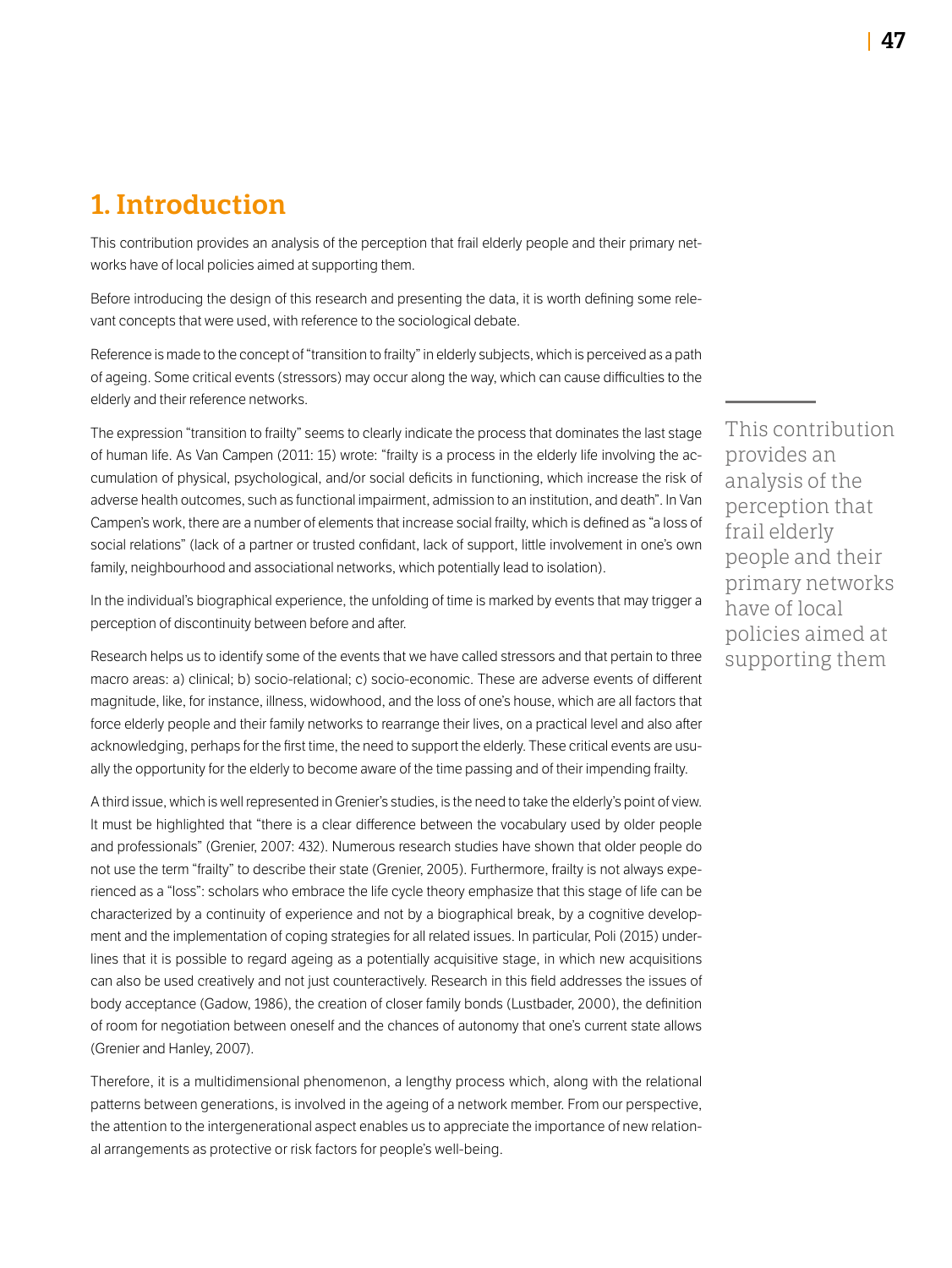# 1. Introduction

This contribution provides an analysis of the perception that frail elderly people and their primary networks have of local policies aimed at supporting them.

Before introducing the design of this research and presenting the data, it is worth defining some relevant concepts that were used, with reference to the sociological debate.

Reference is made to the concept of "transition to frailty" in elderly subjects, which is perceived as a path of ageing. Some critical events (stressors) may occur along the way, which can cause difficulties to the elderly and their reference networks.

The expression "transition to frailty" seems to clearly indicate the process that dominates the last stage of human life. As Van Campen (2011: 15) wrote: "frailty is a process in the elderly life involving the accumulation of physical, psychological, and/or social deficits in functioning, which increase the risk of adverse health outcomes, such as functional impairment, admission to an institution, and death". In Van Campen's work, there are a number of elements that increase social frailty, which is defined as "a loss of social relations" (lack of a partner or trusted confidant, lack of support, little involvement in one's own family, neighbourhood and associational networks, which potentially lead to isolation).

In the individual's biographical experience, the unfolding of time is marked by events that may trigger a perception of discontinuity between before and after.

Research helps us to identify some of the events that we have called stressors and that pertain to three macro areas: a) clinical; b) socio-relational; c) socio-economic. These are adverse events of different magnitude, like, for instance, illness, widowhood, and the loss of one's house, which are all factors that force elderly people and their family networks to rearrange their lives, on a practical level and also after acknowledging, perhaps for the first time, the need to support the elderly. These critical events are usually the opportunity for the elderly to become aware of the time passing and of their impending frailty.

A third issue, which is well represented in Grenier's studies, is the need to take the elderly's point of view. It must be highlighted that "there is a clear difference between the vocabulary used by older people and professionals" (Grenier, 2007: 432). Numerous research studies have shown that older people do not use the term "frailty" to describe their state (Grenier, 2005). Furthermore, frailty is not always experienced as a "loss": scholars who embrace the life cycle theory emphasize that this stage of life can be characterized by a continuity of experience and not by a biographical break, by a cognitive development and the implementation of coping strategies for all related issues. In particular, Poli (2015) underlines that it is possible to regard ageing as a potentially acquisitive stage, in which new acquisitions can also be used creatively and not just counteractively. Research in this field addresses the issues of body acceptance (Gadow, 1986), the creation of closer family bonds (Lustbader, 2000), the definition of room for negotiation between oneself and the chances of autonomy that one's current state allows (Grenier and Hanley, 2007).

Therefore, it is a multidimensional phenomenon, a lengthy process which, along with the relational patterns between generations, is involved in the ageing of a network member. From our perspective, the attention to the intergenerational aspect enables us to appreciate the importance of new relational arrangements as protective or risk factors for people's well-being.

> This contribution provides an analysis of the perception that frail elderly people and their primary networks have of local policies aimed at supporting them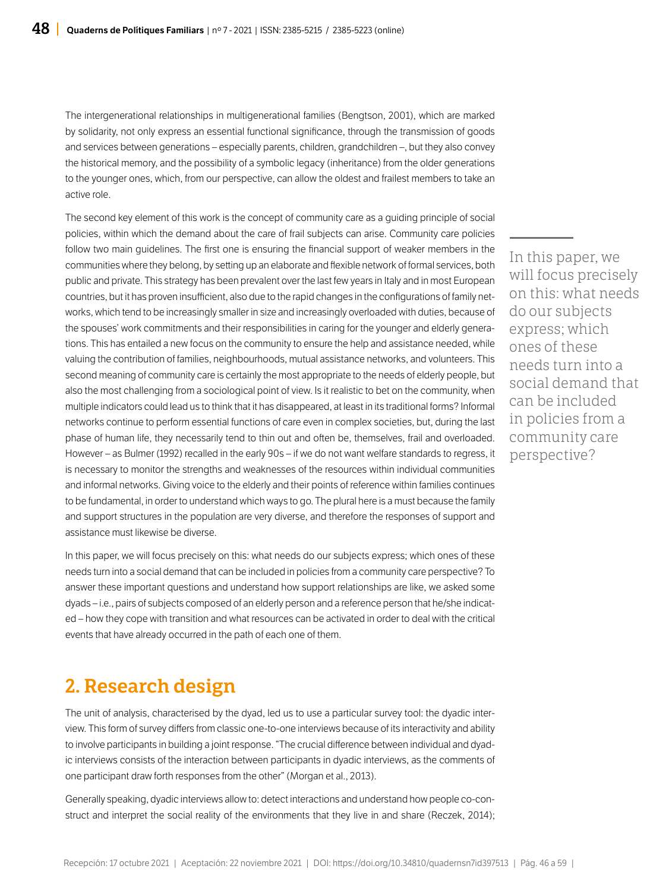The intergenerational relationships in multigenerational families (Bengtson, 2001), which are marked by solidarity, not only express an essential functional significance, through the transmission of goods and services between generations – especially parents, children, grandchildren –, but they also convey the historical memory, and the possibility of a symbolic legacy (inheritance) from the older generations to the younger ones, which, from our perspective, can allow the oldest and frailest members to take an active role.

The second key element of this work is the concept of community care as a guiding principle of social policies, within which the demand about the care of frail subjects can arise. Community care policies follow two main guidelines. The first one is ensuring the financial support of weaker members in the communities where they belong, by setting up an elaborate and flexible network of formal services, both public and private. This strategy has been prevalent over the last few years in Italy and in most European countries, but it has proven insufficient, also due to the rapid changes in the configurations of family networks, which tend to be increasingly smaller in size and increasingly overloaded with duties, because of the spouses' work commitments and their responsibilities in caring for the younger and elderly generations. This has entailed a new focus on the community to ensure the help and assistance needed, while valuing the contribution of families, neighbourhoods, mutual assistance networks, and volunteers. This second meaning of community care is certainly the most appropriate to the needs of elderly people, but also the most challenging from a sociological point of view. Is it realistic to bet on the community, when multiple indicators could lead us to think that it has disappeared, at least in its traditional forms? Informal networks continue to perform essential functions of care even in complex societies, but, during the last phase of human life, they necessarily tend to thin out and often be, themselves, frail and overloaded. However – as Bulmer (1992) recalled in the early 90s – if we do not want welfare standards to regress, it is necessary to monitor the strengths and weaknesses of the resources within individual communities and informal networks. Giving voice to the elderly and their points of reference within families continues to be fundamental, in order to understand which ways to go. The plural here is a must because the family and support structures in the population are very diverse, and therefore the responses of support and assistance must likewise be diverse.

In this paper, we will focus precisely on this: what needs do our subjects express; which ones of these needs turn into a social demand that can be included in policies from a community care perspective? To answer these important questions and understand how support relationships are like, we asked some dyads – i.e., pairs of subjects composed of an elderly person and a reference person that he/she indicated – how they cope with transition and what resources can be activated in order to deal with the critical events that have already occurred in the path of each one of them.

## 2. Research design

The unit of analysis, characterised by the dyad, led us to use a particular survey tool: the dyadic interview. This form of survey differs from classic one-to-one interviews because of its interactivity and ability to involve participants in building a joint response. "The crucial difference between individual and dyadic interviews consists of the interaction between participants in dyadic interviews, as the comments of one participant draw forth responses from the other" (Morgan et al., 2013).

Generally speaking, dyadic interviews allow to: detect interactions and understand how people co-construct and interpret the social reality of the environments that they live in and share (Reczek, 2014);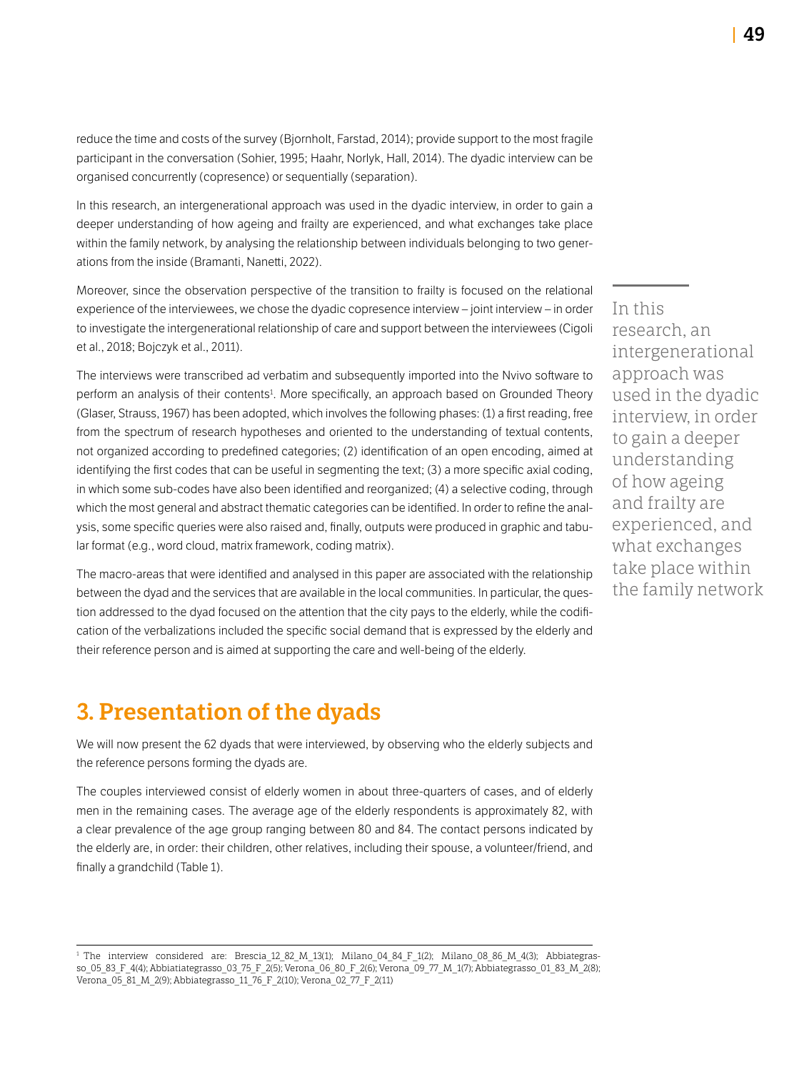reduce the time and costs of the survey (Bjornholt, Farstad, 2014); provide support to the most fragile participant in the conversation (Sohier, 1995; Haahr, Norlyk, Hall, 2014). The dyadic interview can be organised concurrently (copresence) or sequentially (separation).

In this research, an intergenerational approach was used in the dyadic interview, in order to gain a deeper understanding of how ageing and frailty are experienced, and what exchanges take place within the family network, by analysing the relationship between individuals belonging to two generations from the inside (Bramanti, Nanetti, 2022).

> In this research, an intergenerational approach was used in the dyadic interview, in order to gain a deeper understanding of how ageing and frailty are experienced, and what exchanges take place within the family network

Moreover, since the observation perspective of the transition to frailty is focused on the relational experience of the interviewees, we chose the dyadic copresence interview – joint interview – in order to investigate the intergenerational relationship of care and support between the interviewees (Cigoli et al., 2018; Bojczyk et al., 2011).

The interviews were transcribed ad verbatim and subsequently imported into the Nvivo software to perform an analysis of their contents[1]. More specifically, an approach based on Grounded Theory (Glaser, Strauss, 1967) has been adopted, which involves the following phases: (1) a first reading, free from the spectrum of research hypotheses and oriented to the understanding of textual contents, not organized according to predefined categories; (2) identification of an open encoding, aimed at identifying the first codes that can be useful in segmenting the text; (3) a more specific axial coding, in which some sub-codes have also been identified and reorganized; (4) a selective coding, through which the most general and abstract thematic categories can be identified. In order to refine the analysis, some specific queries were also raised and, finally, outputs were produced in graphic and tabular format (e.g., word cloud, matrix framework, coding matrix).

The macro-areas that were identified and analysed in this paper are associated with the relationship between the dyad and the services that are available in the local communities. In particular, the question addressed to the dyad focused on the attention that the city pays to the elderly, while the codification of the verbalizations included the specific social demand that is expressed by the elderly and their reference person and is aimed at supporting the care and well-being of the elderly.

## 3. Presentation of the dyads

We will now present the 62 dyads that were interviewed, by observing who the elderly subjects and the reference persons forming the dyads are.

The couples interviewed consist of elderly women in about three-quarters of cases, and of elderly men in the remaining cases. The average age of the elderly respondents is approximately 82, with a clear prevalence of the age group ranging between 80 and 84. The contact persons indicated by the elderly are, in order: their children, other relatives, including their spouse, a volunteer/friend, and finally a grandchild (Table 1).

---

[1] The interview considered are: Brescia_12_82_M_13(1); Milano_04_84_F_1(2); Milano_08_86_M_4(3); Abbiategrasso_05_83_F_4(4); Abbiatiategrasso_03_75_F_2(5); Verona_06_80_F_2(6); Verona_09_77_M_1(7); Abbiategrasso_01_83_M_2(8); Verona_05_81_M_2(9); Abbiategrasso_11_76_F_2(10); Verona_02_77_F_2(11)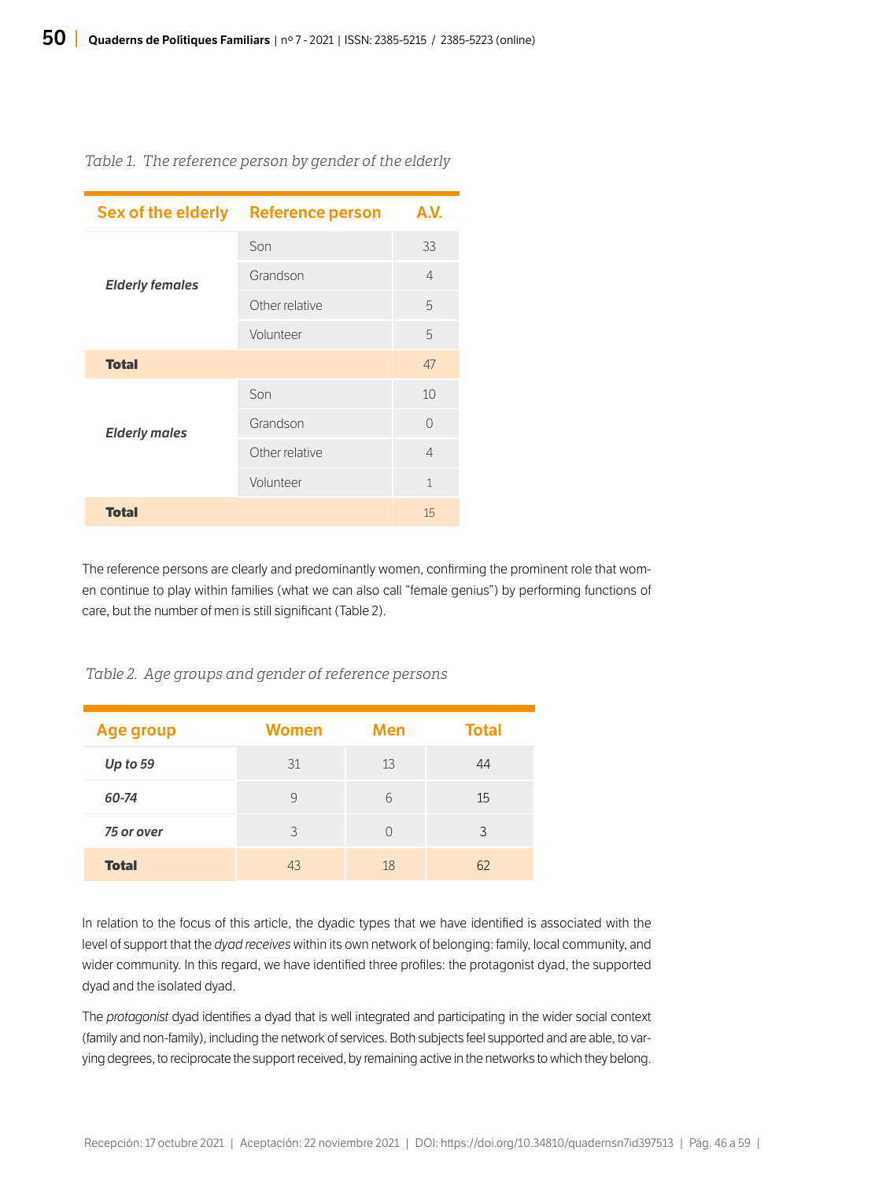*Table 1. The reference person by gender of the elderly*

| Sex of the elderly | Reference person | A.V. |
|---|---|---|
| ***Elderly females*** | Son | 33 |
| | Grandson | 4 |
| | Other relative | 5 |
| | Volunteer | 5 |
| **Total** | | 47 |
| ***Elderly males*** | Son | 10 |
| | Grandson | 0 |
| | Other relative | 4 |
| | Volunteer | 1 |
| **Total** | | 15 |

The reference persons are clearly and predominantly women, confirming the prominent role that women continue to play within families (what we can also call "female genius") by performing functions of care, but the number of men is still significant (Table 2).

*Table 2. Age groups and gender of reference persons*

| Age group | Women | Men | Total |
|---|---|---|---|
| ***Up to 59*** | 31 | 13 | 44 |
| ***60-74*** | 9 | 6 | 15 |
| ***75 or over*** | 3 | 0 | 3 |
| **Total** | 43 | 18 | 62 |

In relation to the focus of this article, the dyadic types that we have identified is associated with the level of support that the *dyad receives* within its own network of belonging: family, local community, and wider community. In this regard, we have identified three profiles: the protagonist dyad, the supported dyad and the isolated dyad.

The *protagonist* dyad identifies a dyad that is well integrated and participating in the wider social context (family and non-family), including the network of services. Both subjects feel supported and are able, to varying degrees, to reciprocate the support received, by remaining active in the networks to which they belong.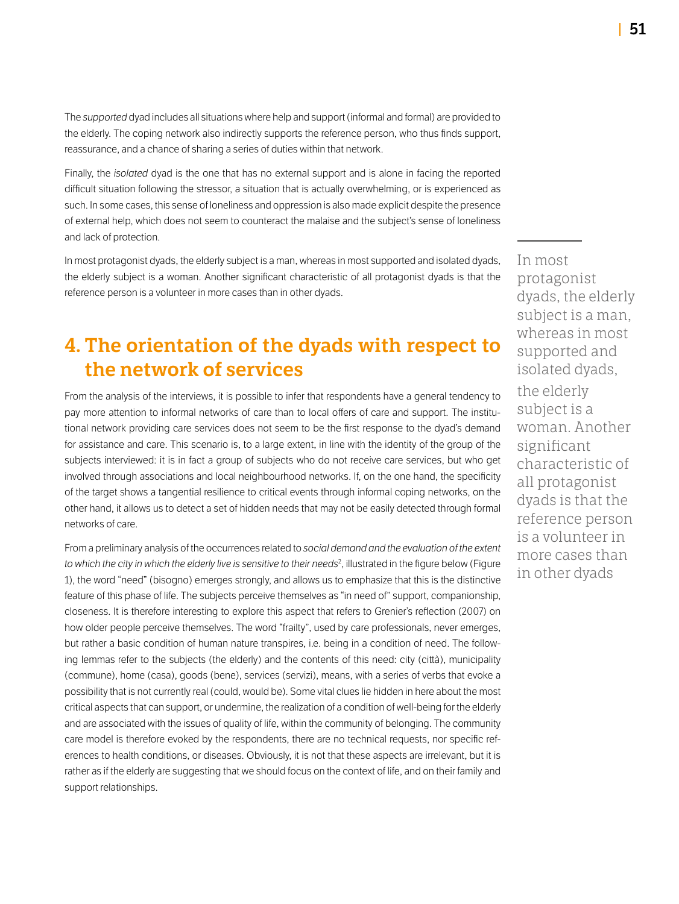The *supported* dyad includes all situations where help and support (informal and formal) are provided to the elderly. The coping network also indirectly supports the reference person, who thus finds support, reassurance, and a chance of sharing a series of duties within that network.

Finally, the *isolated* dyad is the one that has no external support and is alone in facing the reported difficult situation following the stressor, a situation that is actually overwhelming, or is experienced as such. In some cases, this sense of loneliness and oppression is also made explicit despite the presence of external help, which does not seem to counteract the malaise and the subject's sense of loneliness and lack of protection.

In most protagonist dyads, the elderly subject is a man, whereas in most supported and isolated dyads, the elderly subject is a woman. Another significant characteristic of all protagonist dyads is that the reference person is a volunteer in more cases than in other dyads.

> In most protagonist dyads, the elderly subject is a man, whereas in most supported and isolated dyads, the elderly subject is a woman. Another significant characteristic of all protagonist dyads is that the reference person is a volunteer in more cases than in other dyads

## 4. The orientation of the dyads with respect to the network of services

From the analysis of the interviews, it is possible to infer that respondents have a general tendency to pay more attention to informal networks of care than to local offers of care and support. The institutional network providing care services does not seem to be the first response to the dyad's demand for assistance and care. This scenario is, to a large extent, in line with the identity of the group of the subjects interviewed: it is in fact a group of subjects who do not receive care services, but who get involved through associations and local neighbourhood networks. If, on the one hand, the specificity of the target shows a tangential resilience to critical events through informal coping networks, on the other hand, it allows us to detect a set of hidden needs that may not be easily detected through formal networks of care.

From a preliminary analysis of the occurrences related to *social demand and the evaluation of the extent to which the city in which the elderly live is sensitive to their needs*[2], illustrated in the figure below (Figure 1), the word "need" (bisogno) emerges strongly, and allows us to emphasize that this is the distinctive feature of this phase of life. The subjects perceive themselves as "in need of" support, companionship, closeness. It is therefore interesting to explore this aspect that refers to Grenier's reflection (2007) on how older people perceive themselves. The word "frailty", used by care professionals, never emerges, but rather a basic condition of human nature transpires, i.e. being in a condition of need. The following lemmas refer to the subjects (the elderly) and the contents of this need: city (città), municipality (commune), home (casa), goods (bene), services (servizi), means, with a series of verbs that evoke a possibility that is not currently real (could, would be). Some vital clues lie hidden in here about the most critical aspects that can support, or undermine, the realization of a condition of well-being for the elderly and are associated with the issues of quality of life, within the community of belonging. The community care model is therefore evoked by the respondents, there are no technical requests, nor specific references to health conditions, or diseases. Obviously, it is not that these aspects are irrelevant, but it is rather as if the elderly are suggesting that we should focus on the context of life, and on their family and support relationships.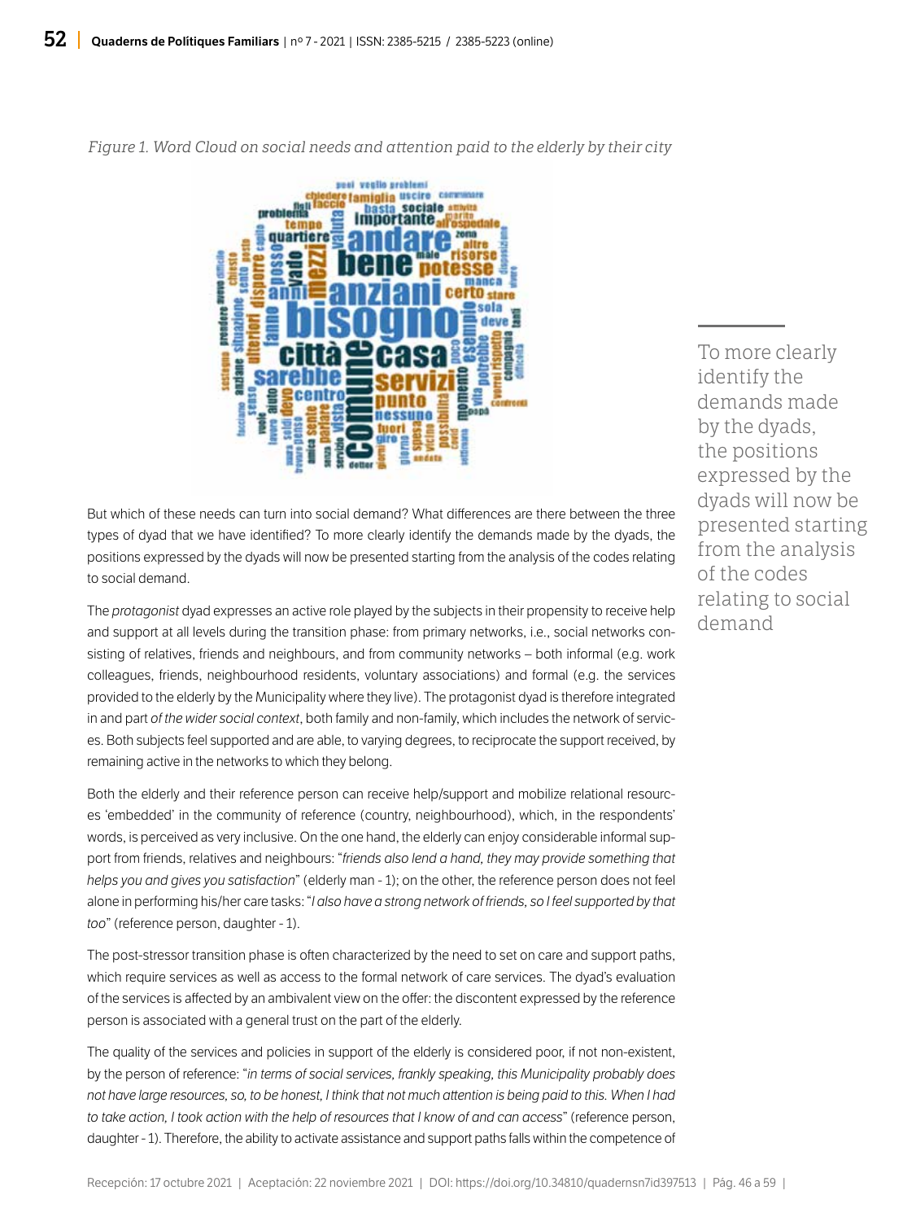*Figure 1. Word Cloud on social needs and attention paid to the elderly by their city*

But which of these needs can turn into social demand? What differences are there between the three types of dyad that we have identified? To more clearly identify the demands made by the dyads, the positions expressed by the dyads will now be presented starting from the analysis of the codes relating to social demand.

The *protagonist* dyad expresses an active role played by the subjects in their propensity to receive help and support at all levels during the transition phase: from primary networks, i.e., social networks consisting of relatives, friends and neighbours, and from community networks – both informal (e.g. work colleagues, friends, neighbourhood residents, voluntary associations) and formal (e.g. the services provided to the elderly by the Municipality where they live). The protagonist dyad is therefore integrated in and part *of the wider social context*, both family and non-family, which includes the network of services. Both subjects feel supported and are able, to varying degrees, to reciprocate the support received, by remaining active in the networks to which they belong.

Both the elderly and their reference person can receive help/support and mobilize relational resources 'embedded' in the community of reference (country, neighbourhood), which, in the respondents' words, is perceived as very inclusive. On the one hand, the elderly can enjoy considerable informal support from friends, relatives and neighbours: "*friends also lend a hand, they may provide something that helps you and gives you satisfaction*" (elderly man - 1); on the other, the reference person does not feel alone in performing his/her care tasks: "*I also have a strong network of friends, so I feel supported by that too*" (reference person, daughter - 1).

The post-stressor transition phase is often characterized by the need to set on care and support paths, which require services as well as access to the formal network of care services. The dyad's evaluation of the services is affected by an ambivalent view on the offer: the discontent expressed by the reference person is associated with a general trust on the part of the elderly.

The quality of the services and policies in support of the elderly is considered poor, if not non-existent, by the person of reference: "*in terms of social services, frankly speaking, this Municipality probably does not have large resources, so, to be honest, I think that not much attention is being paid to this. When I had to take action, I took action with the help of resources that I know of and can access*" (reference person, daughter - 1). Therefore, the ability to activate assistance and support paths falls within the competence of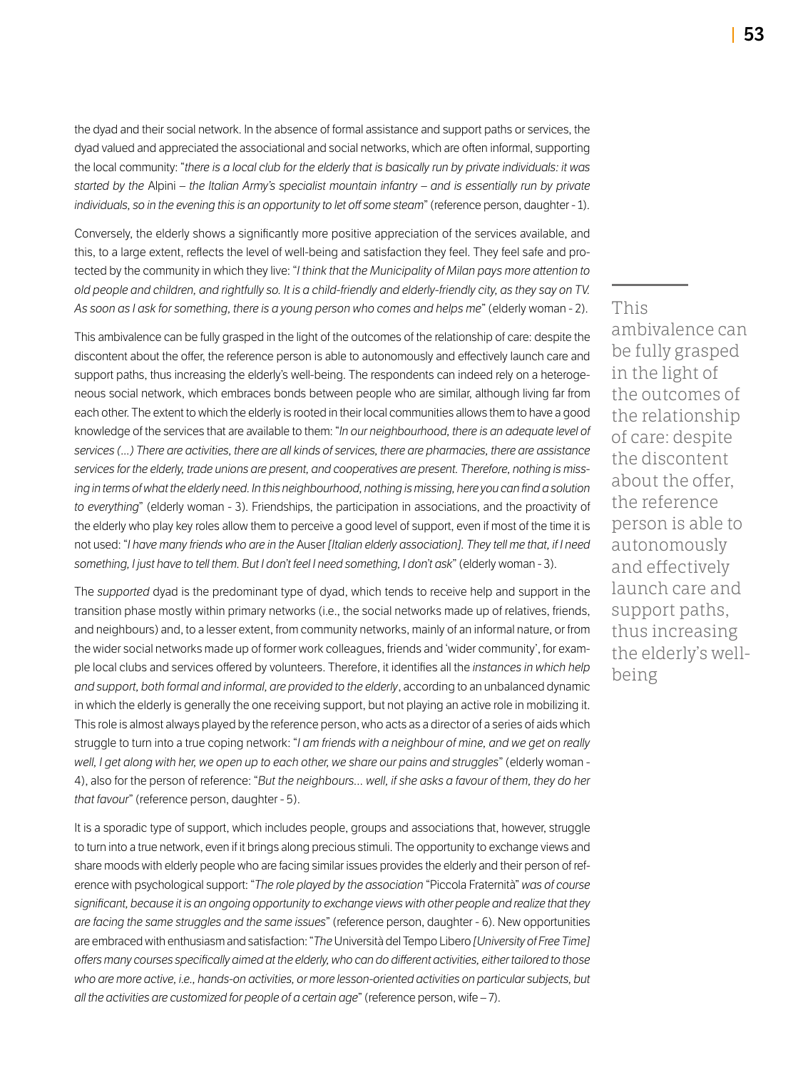the dyad and their social network. In the absence of formal assistance and support paths or services, the dyad valued and appreciated the associational and social networks, which are often informal, supporting the local community: "*there is a local club for the elderly that is basically run by private individuals: it was started by the* Alpini *– the Italian Army's specialist mountain infantry – and is essentially run by private individuals, so in the evening this is an opportunity to let off some steam*" (reference person, daughter - 1).

Conversely, the elderly shows a significantly more positive appreciation of the services available, and this, to a large extent, reflects the level of well-being and satisfaction they feel. They feel safe and protected by the community in which they live: "*I think that the Municipality of Milan pays more attention to old people and children, and rightfully so. It is a child-friendly and elderly-friendly city, as they say on TV. As soon as I ask for something, there is a young person who comes and helps me*" (elderly woman - 2).

This ambivalence can be fully grasped in the light of the outcomes of the relationship of care: despite the discontent about the offer, the reference person is able to autonomously and effectively launch care and support paths, thus increasing the elderly's well-being. The respondents can indeed rely on a heterogeneous social network, which embraces bonds between people who are similar, although living far from each other. The extent to which the elderly is rooted in their local communities allows them to have a good knowledge of the services that are available to them: "*In our neighbourhood, there is an adequate level of services (…) There are activities, there are all kinds of services, there are pharmacies, there are assistance services for the elderly, trade unions are present, and cooperatives are present. Therefore, nothing is missing in terms of what the elderly need. In this neighbourhood, nothing is missing, here you can find a solution to everything*" (elderly woman - 3). Friendships, the participation in associations, and the proactivity of the elderly who play key roles allow them to perceive a good level of support, even if most of the time it is not used: "*I have many friends who are in the* Auser *[Italian elderly association]. They tell me that, if I need something, I just have to tell them. But I don't feel I need something, I don't ask*" (elderly woman - 3).

> This ambivalence can be fully grasped in the light of the outcomes of the relationship of care: despite the discontent about the offer, the reference person is able to autonomously and effectively launch care and support paths, thus increasing the elderly's well-being

The *supported* dyad is the predominant type of dyad, which tends to receive help and support in the transition phase mostly within primary networks (i.e., the social networks made up of relatives, friends, and neighbours) and, to a lesser extent, from community networks, mainly of an informal nature, or from the wider social networks made up of former work colleagues, friends and 'wider community', for example local clubs and services offered by volunteers. Therefore, it identifies all the *instances in which help and support, both formal and informal, are provided to the elderly*, according to an unbalanced dynamic in which the elderly is generally the one receiving support, but not playing an active role in mobilizing it. This role is almost always played by the reference person, who acts as a director of a series of aids which struggle to turn into a true coping network: "*I am friends with a neighbour of mine, and we get on really well, I get along with her, we open up to each other, we share our pains and struggles*" (elderly woman - 4), also for the person of reference: "*But the neighbours… well, if she asks a favour of them, they do her that favour*" (reference person, daughter - 5).

It is a sporadic type of support, which includes people, groups and associations that, however, struggle to turn into a true network, even if it brings along precious stimuli. The opportunity to exchange views and share moods with elderly people who are facing similar issues provides the elderly and their person of reference with psychological support: "*The role played by the association* "Piccola Fraternità" *was of course significant, because it is an ongoing opportunity to exchange views with other people and realize that they are facing the same struggles and the same issues*" (reference person, daughter - 6). New opportunities are embraced with enthusiasm and satisfaction: "*The* Università del Tempo Libero *[University of Free Time] offers many courses specifically aimed at the elderly, who can do different activities, either tailored to those who are more active, i.e., hands-on activities, or more lesson-oriented activities on particular subjects, but all the activities are customized for people of a certain age*" (reference person, wife – 7).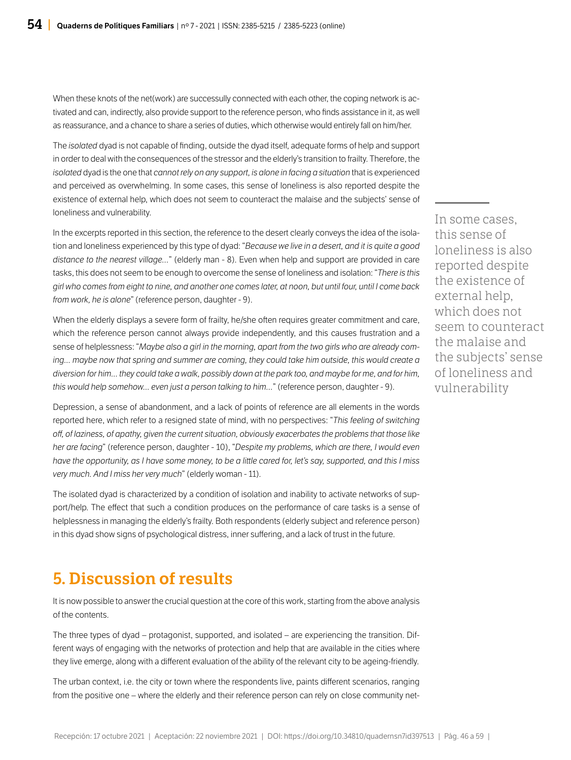When these knots of the net(work) are successully connected with each other, the coping network is activated and can, indirectly, also provide support to the reference person, who finds assistance in it, as well as reassurance, and a chance to share a series of duties, which otherwise would entirely fall on him/her.

The *isolated* dyad is not capable of finding, outside the dyad itself, adequate forms of help and support in order to deal with the consequences of the stressor and the elderly's transition to frailty. Therefore, the *isolated* dyad is the one that *cannot rely on any support, is alone in facing a situation* that is experienced and perceived as overwhelming. In some cases, this sense of loneliness is also reported despite the existence of external help, which does not seem to counteract the malaise and the subjects' sense of loneliness and vulnerability.

In the excerpts reported in this section, the reference to the desert clearly conveys the idea of the isolation and loneliness experienced by this type of dyad: "*Because we live in a desert, and it is quite a good distance to the nearest village...*" (elderly man - 8). Even when help and support are provided in care tasks, this does not seem to be enough to overcome the sense of loneliness and isolation: "*There is this girl who comes from eight to nine, and another one comes later, at noon, but until four, until I come back from work, he is alone*" (reference person, daughter - 9).

When the elderly displays a severe form of frailty, he/she often requires greater commitment and care, which the reference person cannot always provide independently, and this causes frustration and a sense of helplessness: "*Maybe also a girl in the morning, apart from the two girls who are already coming... maybe now that spring and summer are coming, they could take him outside, this would create a diversion for him... they could take a walk, possibly down at the park too, and maybe for me, and for him, this would help somehow... even just a person talking to him...*" (reference person, daughter - 9).

Depression, a sense of abandonment, and a lack of points of reference are all elements in the words reported here, which refer to a resigned state of mind, with no perspectives: "*This feeling of switching off, of laziness, of apathy, given the current situation, obviously exacerbates the problems that those like her are facing*" (reference person, daughter - 10), "*Despite my problems, which are there, I would even have the opportunity, as I have some money, to be a little cared for, let's say, supported, and this I miss very much. And I miss her very much*" (elderly woman - 11).

The isolated dyad is characterized by a condition of isolation and inability to activate networks of support/help. The effect that such a condition produces on the performance of care tasks is a sense of helplessness in managing the elderly's frailty. Both respondents (elderly subject and reference person) in this dyad show signs of psychological distress, inner suffering, and a lack of trust in the future.

> In some cases, this sense of loneliness is also reported despite the existence of external help, which does not seem to counteract the malaise and the subjects' sense of loneliness and vulnerability

## 5. Discussion of results

It is now possible to answer the crucial question at the core of this work, starting from the above analysis of the contents.

The three types of dyad – protagonist, supported, and isolated – are experiencing the transition. Different ways of engaging with the networks of protection and help that are available in the cities where they live emerge, along with a different evaluation of the ability of the relevant city to be ageing-friendly.

The urban context, i.e. the city or town where the respondents live, paints different scenarios, ranging from the positive one – where the elderly and their reference person can rely on close community net-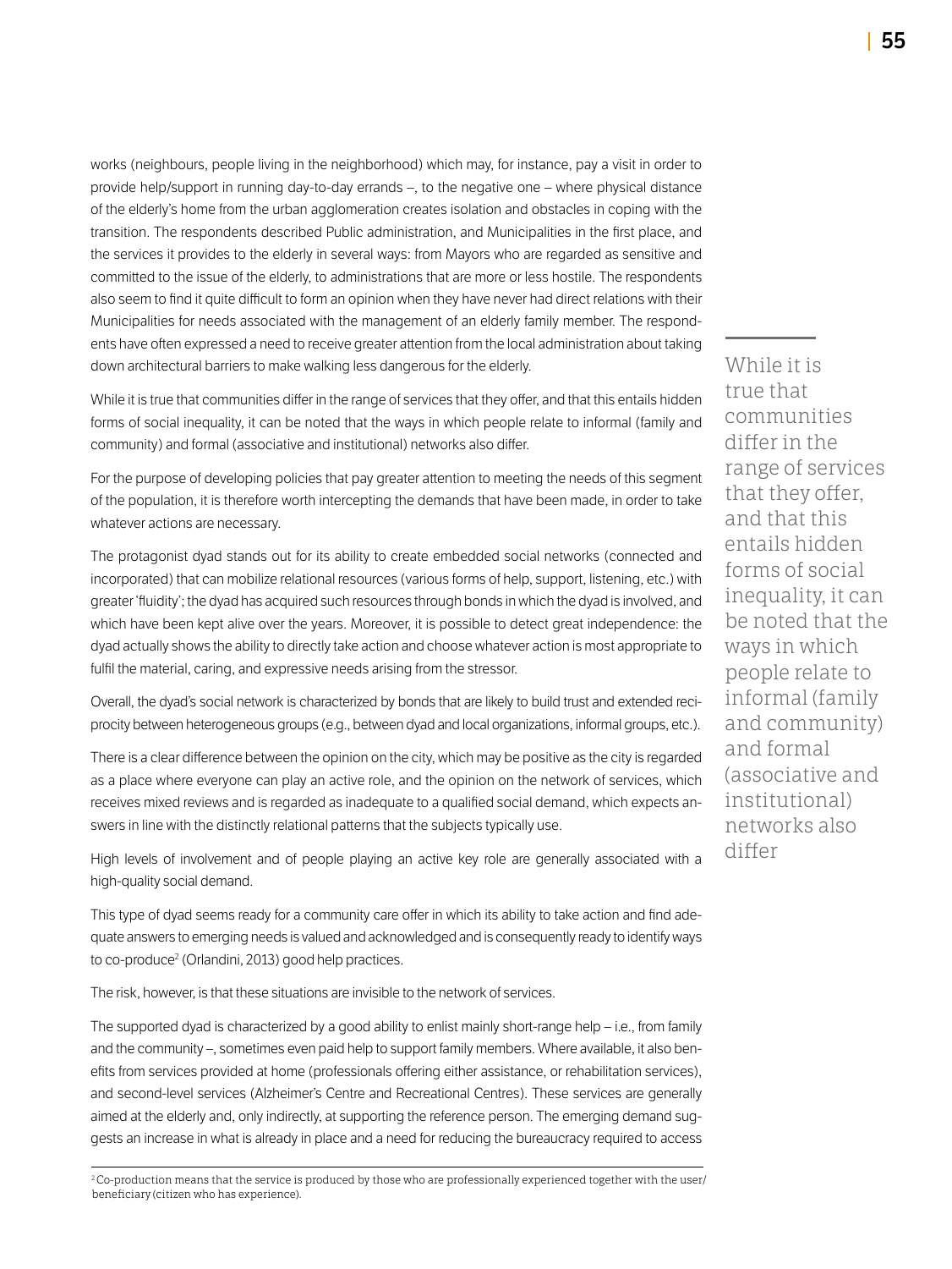works (neighbours, people living in the neighborhood) which may, for instance, pay a visit in order to provide help/support in running day-to-day errands –, to the negative one – where physical distance of the elderly's home from the urban agglomeration creates isolation and obstacles in coping with the transition. The respondents described Public administration, and Municipalities in the first place, and the services it provides to the elderly in several ways: from Mayors who are regarded as sensitive and committed to the issue of the elderly, to administrations that are more or less hostile. The respondents also seem to find it quite difficult to form an opinion when they have never had direct relations with their Municipalities for needs associated with the management of an elderly family member. The respondents have often expressed a need to receive greater attention from the local administration about taking down architectural barriers to make walking less dangerous for the elderly.

While it is true that communities differ in the range of services that they offer, and that this entails hidden forms of social inequality, it can be noted that the ways in which people relate to informal (family and community) and formal (associative and institutional) networks also differ.

> While it is true that communities differ in the range of services that they offer, and that this entails hidden forms of social inequality, it can be noted that the ways in which people relate to informal (family and community) and formal (associative and institutional) networks also differ

For the purpose of developing policies that pay greater attention to meeting the needs of this segment of the population, it is therefore worth intercepting the demands that have been made, in order to take whatever actions are necessary.

The protagonist dyad stands out for its ability to create embedded social networks (connected and incorporated) that can mobilize relational resources (various forms of help, support, listening, etc.) with greater 'fluidity'; the dyad has acquired such resources through bonds in which the dyad is involved, and which have been kept alive over the years. Moreover, it is possible to detect great independence: the dyad actually shows the ability to directly take action and choose whatever action is most appropriate to fulfil the material, caring, and expressive needs arising from the stressor.

Overall, the dyad's social network is characterized by bonds that are likely to build trust and extended reciprocity between heterogeneous groups (e.g., between dyad and local organizations, informal groups, etc.).

There is a clear difference between the opinion on the city, which may be positive as the city is regarded as a place where everyone can play an active role, and the opinion on the network of services, which receives mixed reviews and is regarded as inadequate to a qualified social demand, which expects answers in line with the distinctly relational patterns that the subjects typically use.

High levels of involvement and of people playing an active key role are generally associated with a high-quality social demand.

This type of dyad seems ready for a community care offer in which its ability to take action and find adequate answers to emerging needs is valued and acknowledged and is consequently ready to identify ways to co-produce[2] (Orlandini, 2013) good help practices.

The risk, however, is that these situations are invisible to the network of services.

The supported dyad is characterized by a good ability to enlist mainly short-range help – i.e., from family and the community –, sometimes even paid help to support family members. Where available, it also benefits from services provided at home (professionals offering either assistance, or rehabilitation services), and second-level services (Alzheimer's Centre and Recreational Centres). These services are generally aimed at the elderly and, only indirectly, at supporting the reference person. The emerging demand suggests an increase in what is already in place and a need for reducing the bureaucracy required to access

[2] Co-production means that the service is produced by those who are professionally experienced together with the user/beneficiary (citizen who has experience).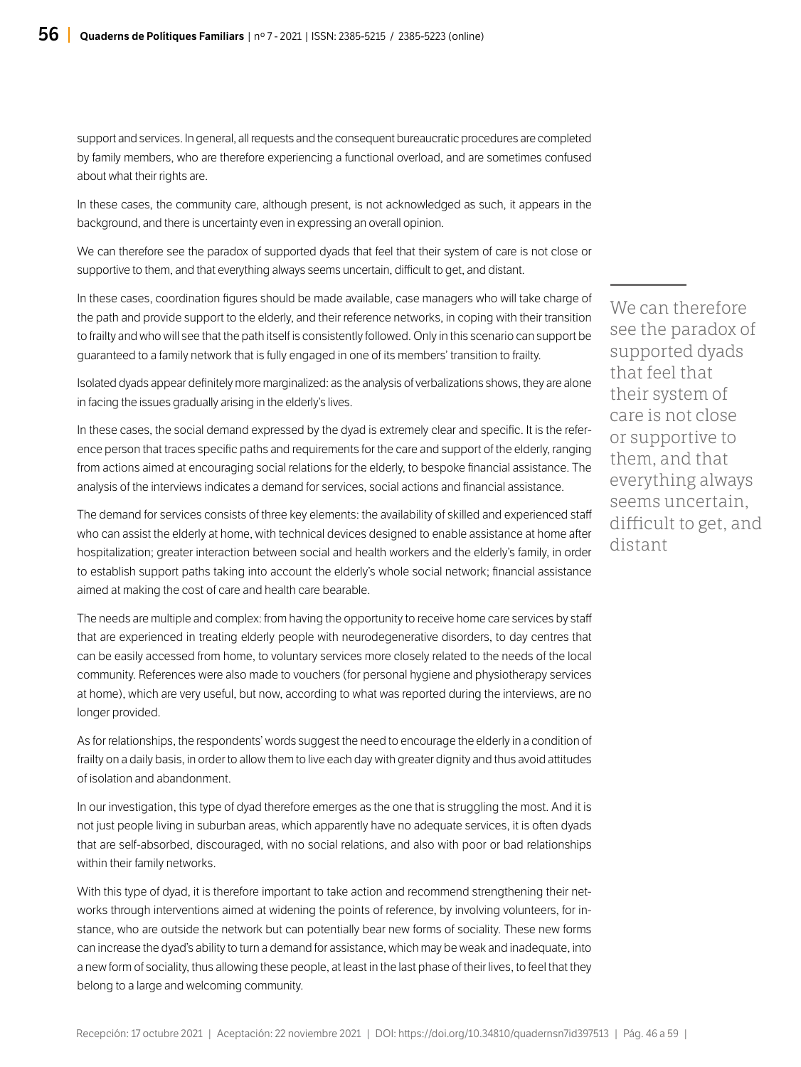support and services. In general, all requests and the consequent bureaucratic procedures are completed by family members, who are therefore experiencing a functional overload, and are sometimes confused about what their rights are.

In these cases, the community care, although present, is not acknowledged as such, it appears in the background, and there is uncertainty even in expressing an overall opinion.

We can therefore see the paradox of supported dyads that feel that their system of care is not close or supportive to them, and that everything always seems uncertain, difficult to get, and distant.

> We can therefore see the paradox of supported dyads that feel that their system of care is not close or supportive to them, and that everything always seems uncertain, difficult to get, and distant

In these cases, coordination figures should be made available, case managers who will take charge of the path and provide support to the elderly, and their reference networks, in coping with their transition to frailty and who will see that the path itself is consistently followed. Only in this scenario can support be guaranteed to a family network that is fully engaged in one of its members' transition to frailty.

Isolated dyads appear definitely more marginalized: as the analysis of verbalizations shows, they are alone in facing the issues gradually arising in the elderly's lives.

In these cases, the social demand expressed by the dyad is extremely clear and specific. It is the reference person that traces specific paths and requirements for the care and support of the elderly, ranging from actions aimed at encouraging social relations for the elderly, to bespoke financial assistance. The analysis of the interviews indicates a demand for services, social actions and financial assistance.

The demand for services consists of three key elements: the availability of skilled and experienced staff who can assist the elderly at home, with technical devices designed to enable assistance at home after hospitalization; greater interaction between social and health workers and the elderly's family, in order to establish support paths taking into account the elderly's whole social network; financial assistance aimed at making the cost of care and health care bearable.

The needs are multiple and complex: from having the opportunity to receive home care services by staff that are experienced in treating elderly people with neurodegenerative disorders, to day centres that can be easily accessed from home, to voluntary services more closely related to the needs of the local community. References were also made to vouchers (for personal hygiene and physiotherapy services at home), which are very useful, but now, according to what was reported during the interviews, are no longer provided.

As for relationships, the respondents' words suggest the need to encourage the elderly in a condition of frailty on a daily basis, in order to allow them to live each day with greater dignity and thus avoid attitudes of isolation and abandonment.

In our investigation, this type of dyad therefore emerges as the one that is struggling the most. And it is not just people living in suburban areas, which apparently have no adequate services, it is often dyads that are self-absorbed, discouraged, with no social relations, and also with poor or bad relationships within their family networks.

With this type of dyad, it is therefore important to take action and recommend strengthening their networks through interventions aimed at widening the points of reference, by involving volunteers, for instance, who are outside the network but can potentially bear new forms of sociality. These new forms can increase the dyad's ability to turn a demand for assistance, which may be weak and inadequate, into a new form of sociality, thus allowing these people, at least in the last phase of their lives, to feel that they belong to a large and welcoming community.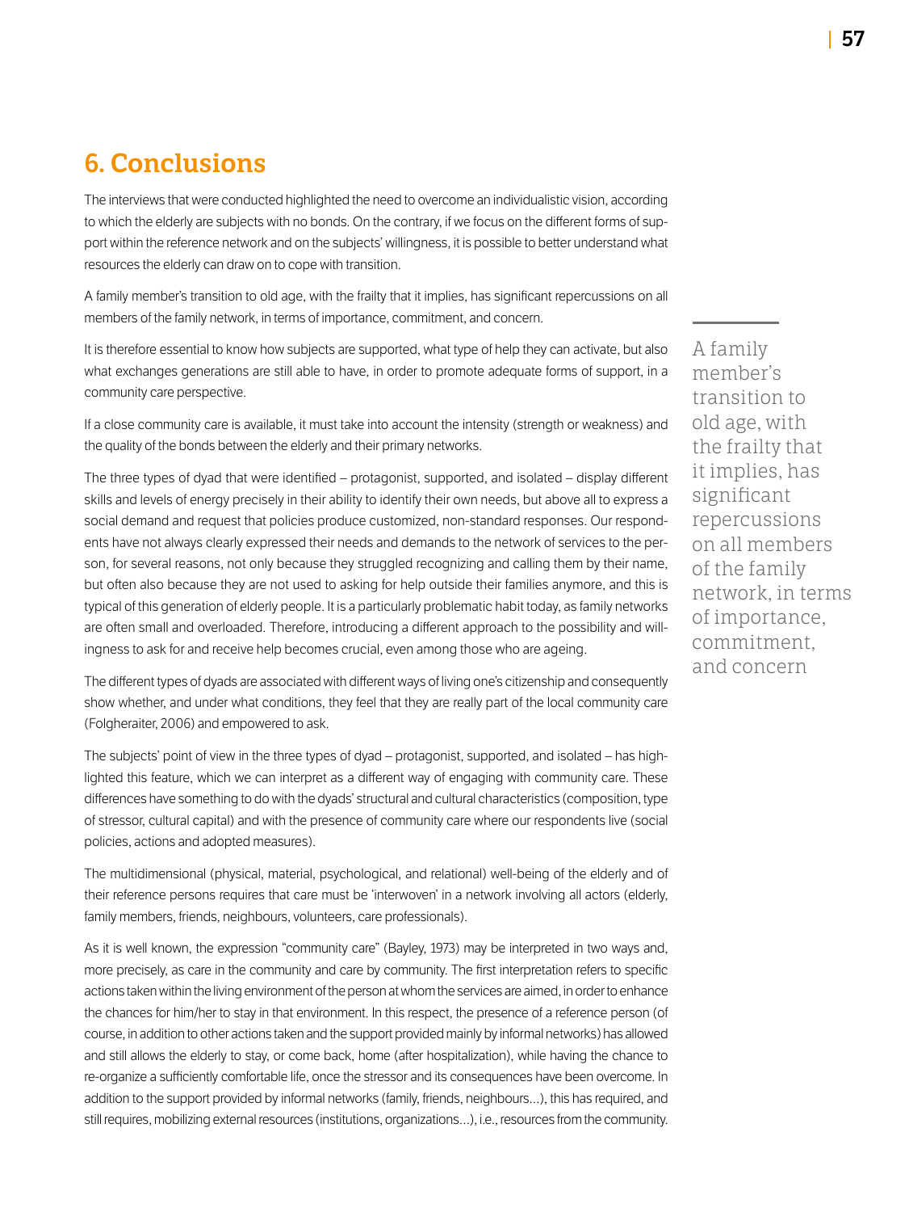## 6. Conclusions

The interviews that were conducted highlighted the need to overcome an individualistic vision, according to which the elderly are subjects with no bonds. On the contrary, if we focus on the different forms of support within the reference network and on the subjects' willingness, it is possible to better understand what resources the elderly can draw on to cope with transition.

A family member's transition to old age, with the frailty that it implies, has significant repercussions on all members of the family network, in terms of importance, commitment, and concern.

> A family member's transition to old age, with the frailty that it implies, has significant repercussions on all members of the family network, in terms of importance, commitment, and concern

It is therefore essential to know how subjects are supported, what type of help they can activate, but also what exchanges generations are still able to have, in order to promote adequate forms of support, in a community care perspective.

If a close community care is available, it must take into account the intensity (strength or weakness) and the quality of the bonds between the elderly and their primary networks.

The three types of dyad that were identified – protagonist, supported, and isolated – display different skills and levels of energy precisely in their ability to identify their own needs, but above all to express a social demand and request that policies produce customized, non-standard responses. Our respondents have not always clearly expressed their needs and demands to the network of services to the person, for several reasons, not only because they struggled recognizing and calling them by their name, but often also because they are not used to asking for help outside their families anymore, and this is typical of this generation of elderly people. It is a particularly problematic habit today, as family networks are often small and overloaded. Therefore, introducing a different approach to the possibility and willingness to ask for and receive help becomes crucial, even among those who are ageing.

The different types of dyads are associated with different ways of living one's citizenship and consequently show whether, and under what conditions, they feel that they are really part of the local community care (Folgheraiter, 2006) and empowered to ask.

The subjects' point of view in the three types of dyad – protagonist, supported, and isolated – has highlighted this feature, which we can interpret as a different way of engaging with community care. These differences have something to do with the dyads' structural and cultural characteristics (composition, type of stressor, cultural capital) and with the presence of community care where our respondents live (social policies, actions and adopted measures).

The multidimensional (physical, material, psychological, and relational) well-being of the elderly and of their reference persons requires that care must be 'interwoven' in a network involving all actors (elderly, family members, friends, neighbours, volunteers, care professionals).

As it is well known, the expression "community care" (Bayley, 1973) may be interpreted in two ways and, more precisely, as care in the community and care by community. The first interpretation refers to specific actions taken within the living environment of the person at whom the services are aimed, in order to enhance the chances for him/her to stay in that environment. In this respect, the presence of a reference person (of course, in addition to other actions taken and the support provided mainly by informal networks) has allowed and still allows the elderly to stay, or come back, home (after hospitalization), while having the chance to re-organize a sufficiently comfortable life, once the stressor and its consequences have been overcome. In addition to the support provided by informal networks (family, friends, neighbours...), this has required, and still requires, mobilizing external resources (institutions, organizations...), i.e., resources from the community.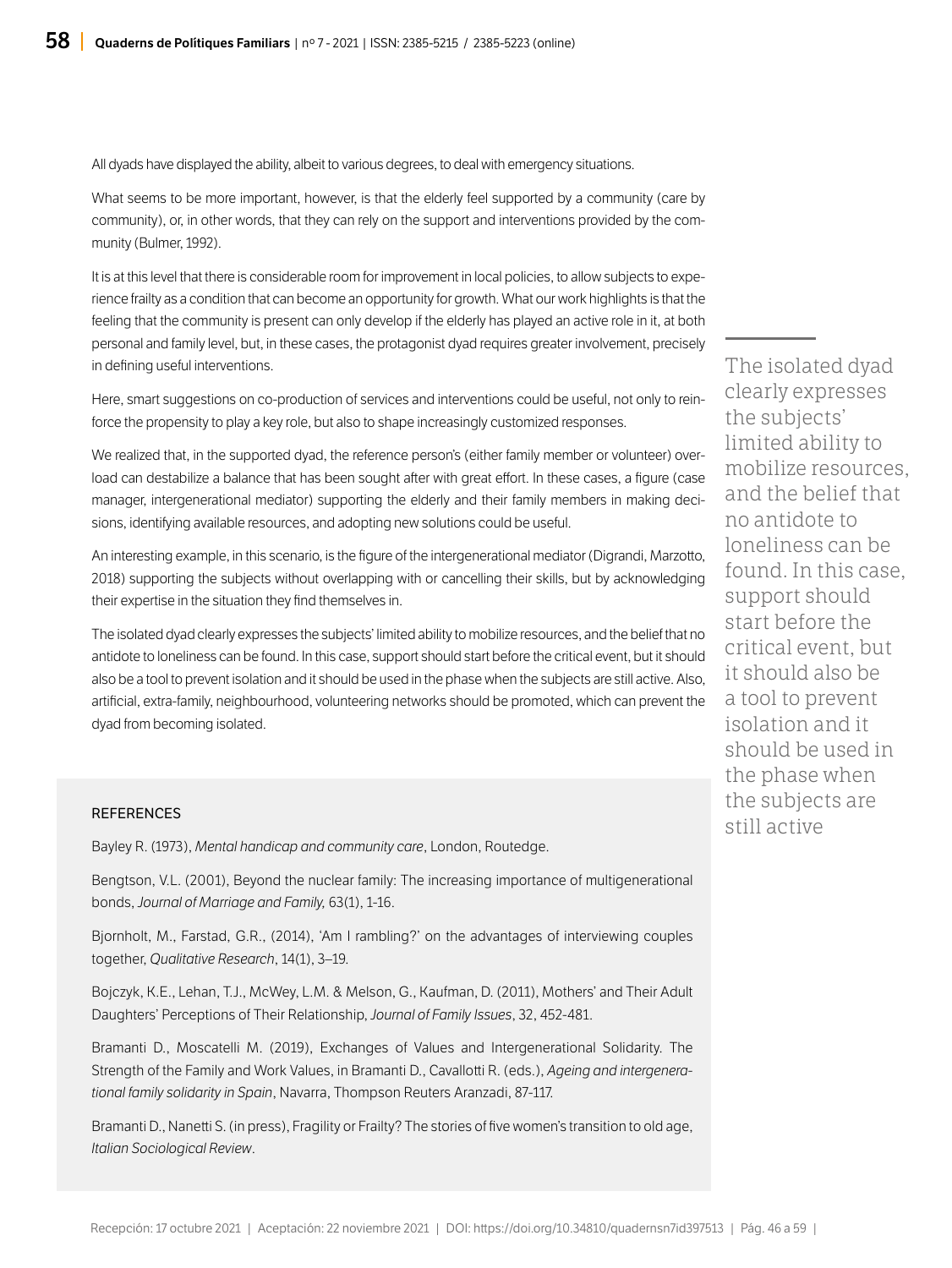All dyads have displayed the ability, albeit to various degrees, to deal with emergency situations.

What seems to be more important, however, is that the elderly feel supported by a community (care by community), or, in other words, that they can rely on the support and interventions provided by the community (Bulmer, 1992).

It is at this level that there is considerable room for improvement in local policies, to allow subjects to experience frailty as a condition that can become an opportunity for growth. What our work highlights is that the feeling that the community is present can only develop if the elderly has played an active role in it, at both personal and family level, but, in these cases, the protagonist dyad requires greater involvement, precisely in defining useful interventions.

Here, smart suggestions on co-production of services and interventions could be useful, not only to reinforce the propensity to play a key role, but also to shape increasingly customized responses.

We realized that, in the supported dyad, the reference person's (either family member or volunteer) overload can destabilize a balance that has been sought after with great effort. In these cases, a figure (case manager, intergenerational mediator) supporting the elderly and their family members in making decisions, identifying available resources, and adopting new solutions could be useful.

An interesting example, in this scenario, is the figure of the intergenerational mediator (Digrandi, Marzotto, 2018) supporting the subjects without overlapping with or cancelling their skills, but by acknowledging their expertise in the situation they find themselves in.

The isolated dyad clearly expresses the subjects' limited ability to mobilize resources, and the belief that no antidote to loneliness can be found. In this case, support should start before the critical event, but it should also be a tool to prevent isolation and it should be used in the phase when the subjects are still active. Also, artificial, extra-family, neighbourhood, volunteering networks should be promoted, which can prevent the dyad from becoming isolated.

> The isolated dyad clearly expresses the subjects' limited ability to mobilize resources, and the belief that no antidote to loneliness can be found. In this case, support should start before the critical event, but it should also be a tool to prevent isolation and it should be used in the phase when the subjects are still active

## REFERENCES

Bayley R. (1973), *Mental handicap and community care*, London, Routedge.

Bengtson, V.L. (2001), Beyond the nuclear family: The increasing importance of multigenerational bonds, *Journal of Marriage and Family,* 63(1), 1-16.

Bjornholt, M., Farstad, G.R., (2014), 'Am I rambling?' on the advantages of interviewing couples together, *Qualitative Research*, 14(1), 3–19.

Bojczyk, K.E., Lehan, T.J., McWey, L.M. & Melson, G., Kaufman, D. (2011), Mothers' and Their Adult Daughters' Perceptions of Their Relationship, *Journal of Family Issues*, 32, 452-481.

Bramanti D., Moscatelli M. (2019), Exchanges of Values and Intergenerational Solidarity. The Strength of the Family and Work Values, in Bramanti D., Cavallotti R. (eds.), *Ageing and intergenerational family solidarity in Spain*, Navarra, Thompson Reuters Aranzadi, 87-117.

Bramanti D., Nanetti S. (in press), Fragility or Frailty? The stories of five women's transition to old age, *Italian Sociological Review*.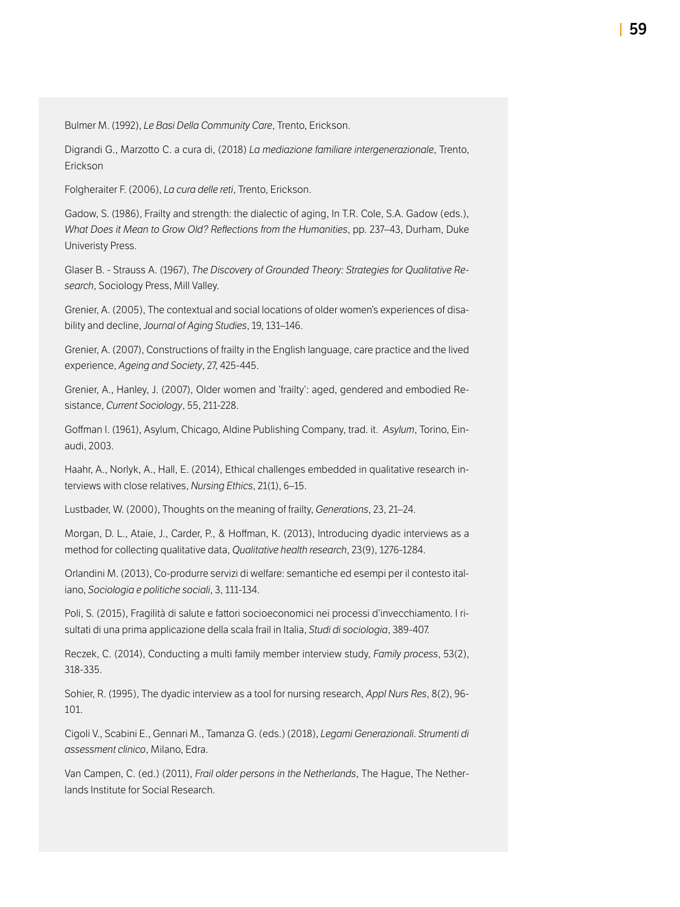Bulmer M. (1992), *Le Basi Della Community Care*, Trento, Erickson.

Digrandi G., Marzotto C. a cura di, (2018) *La mediazione familiare intergenerazionale*, Trento, Erickson

Folgheraiter F. (2006), *La cura delle reti*, Trento, Erickson.

Gadow, S. (1986), Frailty and strength: the dialectic of aging, In T.R. Cole, S.A. Gadow (eds.), *What Does it Mean to Grow Old? Reflections from the Humanities*, pp. 237–43, Durham, Duke Univeristy Press.

Glaser B. - Strauss A. (1967), *The Discovery of Grounded Theory: Strategies for Qualitative Research*, Sociology Press, Mill Valley.

Grenier, A. (2005), The contextual and social locations of older women's experiences of disability and decline, *Journal of Aging Studies*, 19, 131–146.

Grenier, A. (2007), Constructions of frailty in the English language, care practice and the lived experience, *Ageing and Society*, 27, 425-445.

Grenier, A., Hanley, J. (2007), Older women and 'frailty': aged, gendered and embodied Resistance, *Current Sociology*, 55, 211-228.

Goffman I. (1961), Asylum, Chicago, Aldine Publishing Company, trad. it. *Asylum*, Torino, Einaudi, 2003.

Haahr, A., Norlyk, A., Hall, E. (2014), Ethical challenges embedded in qualitative research interviews with close relatives, *Nursing Ethics*, 21(1), 6–15.

Lustbader, W. (2000), Thoughts on the meaning of frailty, *Generations*, 23, 21–24.

Morgan, D. L., Ataie, J., Carder, P., & Hoffman, K. (2013), Introducing dyadic interviews as a method for collecting qualitative data, *Qualitative health research*, 23(9), 1276-1284.

Orlandini M. (2013), Co-produrre servizi di welfare: semantiche ed esempi per il contesto italiano, *Sociologia e politiche sociali*, 3, 111-134.

Poli, S. (2015), Fragilità di salute e fattori socioeconomici nei processi d'invecchiamento. I risultati di una prima applicazione della scala frail in Italia, *Studi di sociologia*, 389-407.

Reczek, C. (2014), Conducting a multi family member interview study, *Family process*, 53(2), 318-335.

Sohier, R. (1995), The dyadic interview as a tool for nursing research, *Appl Nurs Res*, 8(2), 96-101.

Cigoli V., Scabini E., Gennari M., Tamanza G. (eds.) (2018), *Legami Generazionali. Strumenti di assessment clinico*, Milano, Edra.

Van Campen, C. (ed.) (2011), *Frail older persons in the Netherlands*, The Hague, The Netherlands Institute for Social Research.